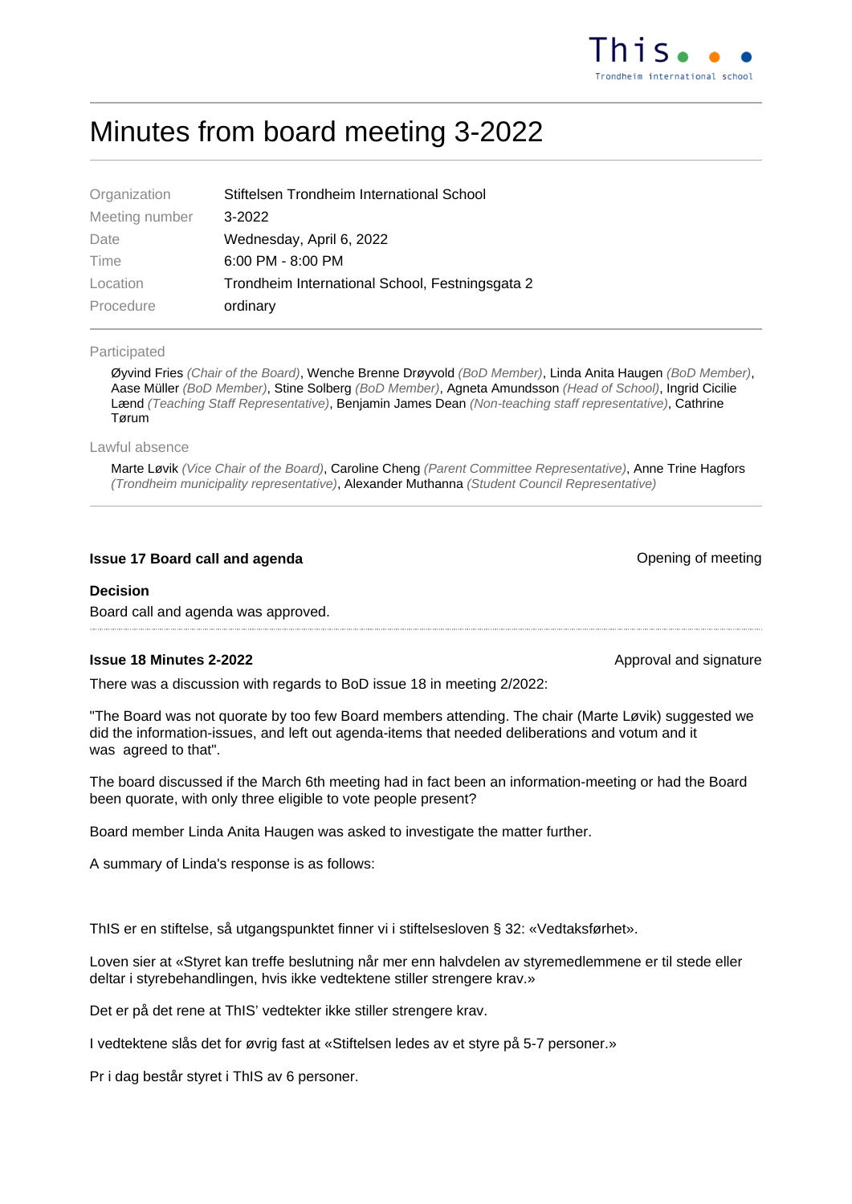# Minutes from board meeting 3-2022

| | |
|---|---|
| Organization | Stiftelsen Trondheim International School |
| Meeting number | 3-2022 |
| Date | Wednesday, April 6, 2022 |
| Time | 6:00 PM - 8:00 PM |
| Location | Trondheim International School, Festningsgata 2 |
| Procedure | ordinary |

**Participated**

Øyvind Fries *(Chair of the Board)*, Wenche Brenne Drøyvold *(BoD Member)*, Linda Anita Haugen *(BoD Member)*, Aase Müller *(BoD Member)*, Stine Solberg *(BoD Member)*, Agneta Amundsson *(Head of School)*, Ingrid Cicilie Lænd *(Teaching Staff Representative)*, Benjamin James Dean *(Non-teaching staff representative)*, Cathrine Tørum

**Lawful absence**

Marte Løvik *(Vice Chair of the Board)*, Caroline Cheng *(Parent Committee Representative)*, Anne Trine Hagfors *(Trondheim municipality representative)*, Alexander Muthanna *(Student Council Representative)*

---

### Issue 17 Board call and agenda

Opening of meeting

**Decision**

Board call and agenda was approved.

---

### Issue 18 Minutes 2-2022

Approval and signature

There was a discussion with regards to BoD issue 18 in meeting 2/2022:

"The Board was not quorate by too few Board members attending. The chair (Marte Løvik) suggested we did the information-issues, and left out agenda-items that needed deliberations and votum and it was agreed to that".

The board discussed if the March 6th meeting had in fact been an information-meeting or had the Board been quorate, with only three eligible to vote people present?

Board member Linda Anita Haugen was asked to investigate the matter further.

A summary of Linda's response is as follows:

ThIS er en stiftelse, så utgangspunktet finner vi i stiftelsesloven § 32: «Vedtaksførhet».

Loven sier at «Styret kan treffe beslutning når mer enn halvdelen av styremedlemmene er til stede eller deltar i styrebehandlingen, hvis ikke vedtektene stiller strengere krav.»

Det er på det rene at ThIS' vedtekter ikke stiller strengere krav.

I vedtektene slås det for øvrig fast at «Stiftelsen ledes av et styre på 5-7 personer.»

Pr i dag består styret i ThIS av 6 personer.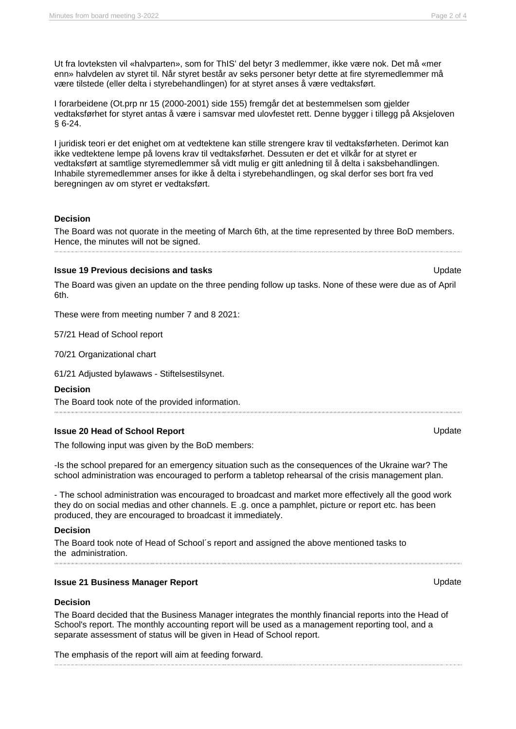Ut fra lovteksten vil «halvparten», som for ThIS' del betyr 3 medlemmer, ikke være nok. Det må «mer enn» halvdelen av styret til. Når styret består av seks personer betyr dette at fire styremedlemmer må være tilstede (eller delta i styrebehandlingen) for at styret anses å være vedtaksført.

I forarbeidene (Ot.prp nr 15 (2000-2001) side 155) fremgår det at bestemmelsen som gjelder vedtaksførhet for styret antas å være i samsvar med ulovfestet rett. Denne bygger i tillegg på Aksjeloven § 6-24.

I juridisk teori er det enighet om at vedtektene kan stille strengere krav til vedtaksførheten. Derimot kan ikke vedtektene lempe på lovens krav til vedtaksførhet. Dessuten er det et vilkår for at styret er vedtaksført at samtlige styremedlemmer så vidt mulig er gitt anledning til å delta i saksbehandlingen. Inhabile styremedlemmer anses for ikke å delta i styrebehandlingen, og skal derfor ses bort fra ved beregningen av om styret er vedtaksført.

**Decision**

The Board was not quorate in the meeting of March 6th, at the time represented by three BoD members. Hence, the minutes will not be signed.

---

**Issue 19 Previous decisions and tasks** — Update

The Board was given an update on the three pending follow up tasks. None of these were due as of April 6th.

These were from meeting number 7 and 8 2021:

57/21 Head of School report

70/21 Organizational chart

61/21 Adjusted bylawaws - Stiftelsestilsynet.

**Decision**

The Board took note of the provided information.

---

**Issue 20 Head of School Report** — Update

The following input was given by the BoD members:

-Is the school prepared for an emergency situation such as the consequences of the Ukraine war? The school administration was encouraged to perform a tabletop rehearsal of the crisis management plan.

- The school administration was encouraged to broadcast and market more effectively all the good work they do on social medias and other channels. E .g. once a pamphlet, picture or report etc. has been produced, they are encouraged to broadcast it immediately.

**Decision**

The Board took note of Head of School´s report and assigned the above mentioned tasks to the administration.

---

**Issue 21 Business Manager Report** — Update

**Decision**

The Board decided that the Business Manager integrates the monthly financial reports into the Head of School's report. The monthly accounting report will be used as a management reporting tool, and a separate assessment of status will be given in Head of School report.

The emphasis of the report will aim at feeding forward.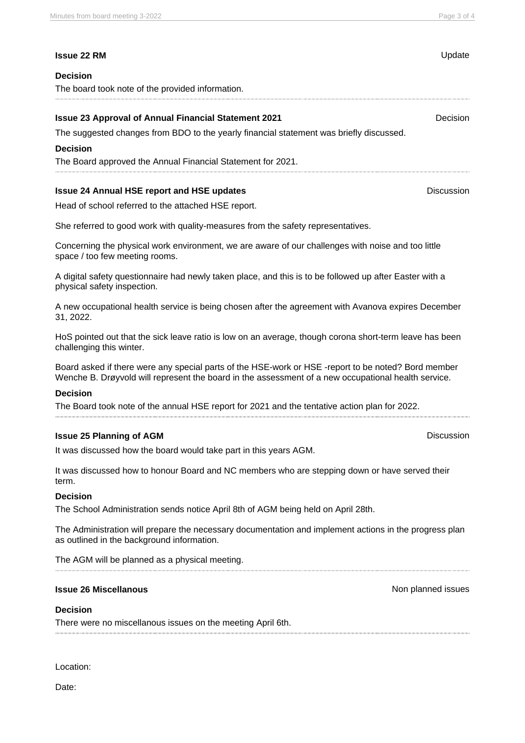**Issue 22 RM** Update

**Decision**

The board took note of the provided information.

---

**Issue 23 Approval of Annual Financial Statement 2021** Decision

The suggested changes from BDO to the yearly financial statement was briefly discussed.

**Decision**

The Board approved the Annual Financial Statement for 2021.

---

**Issue 24 Annual HSE report and HSE updates** Discussion

Head of school referred to the attached HSE report.

She referred to good work with quality-measures from the safety representatives.

Concerning the physical work environment, we are aware of our challenges with noise and too little space / too few meeting rooms.

A digital safety questionnaire had newly taken place, and this is to be followed up after Easter with a physical safety inspection.

A new occupational health service is being chosen after the agreement with Avanova expires December 31, 2022.

HoS pointed out that the sick leave ratio is low on an average, though corona short-term leave has been challenging this winter.

Board asked if there were any special parts of the HSE-work or HSE -report to be noted? Bord member Wenche B. Drøyvold will represent the board in the assessment of a new occupational health service.

**Decision**

The Board took note of the annual HSE report for 2021 and the tentative action plan for 2022.

---

**Issue 25 Planning of AGM** Discussion

It was discussed how the board would take part in this years AGM.

It was discussed how to honour Board and NC members who are stepping down or have served their term.

**Decision**

The School Administration sends notice April 8th of AGM being held on April 28th.

The Administration will prepare the necessary documentation and implement actions in the progress plan as outlined in the background information.

The AGM will be planned as a physical meeting.

---

**Issue 26 Miscellanous** Non planned issues

**Decision**

There were no miscellanous issues on the meeting April 6th.

---

Location:

Date: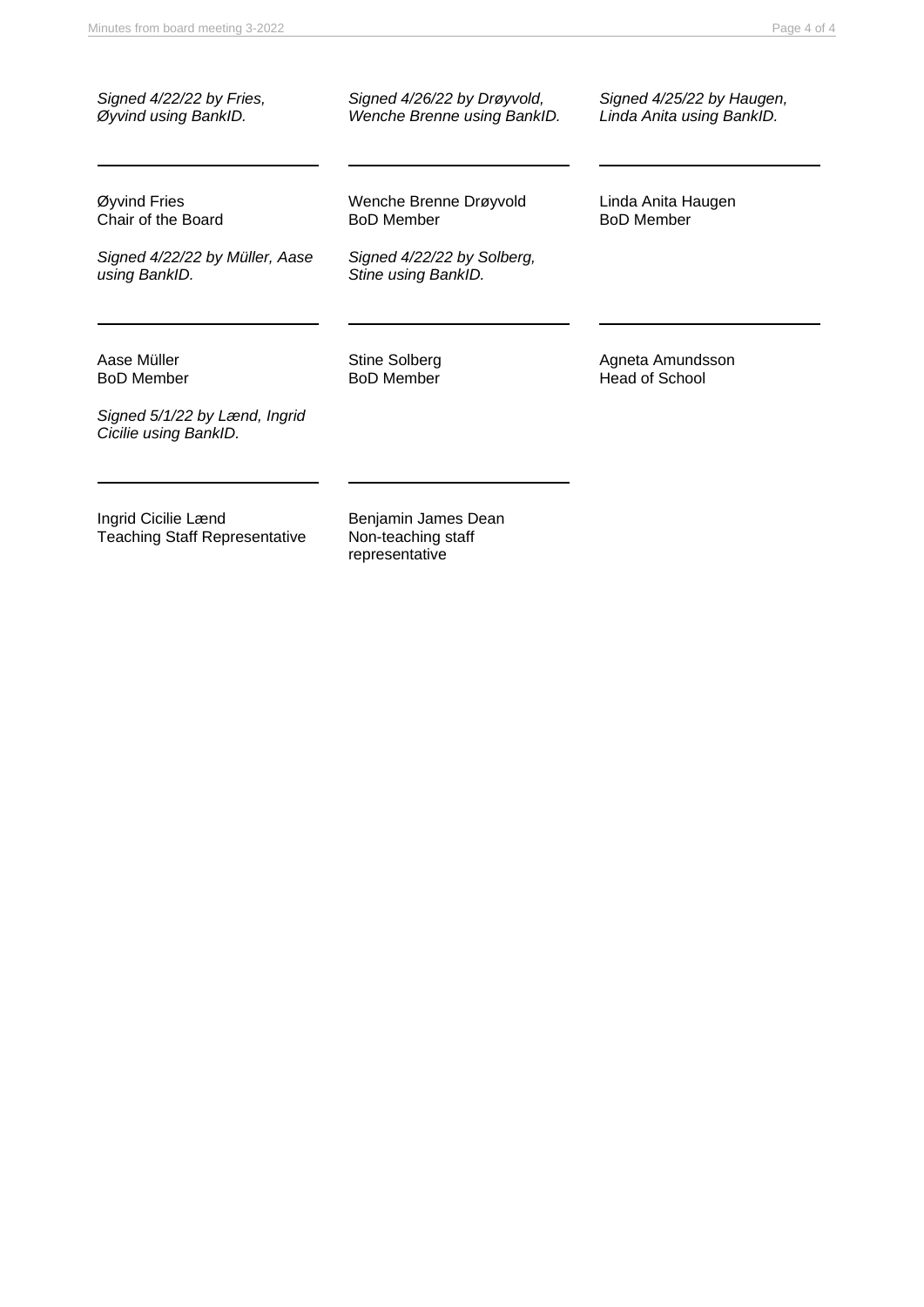*Signed 4/22/22 by Fries, Øyvind using BankID.*

Øyvind Fries
Chair of the Board

*Signed 4/26/22 by Drøyvold, Wenche Brenne using BankID.*

Wenche Brenne Drøyvold
BoD Member

*Signed 4/25/22 by Haugen, Linda Anita using BankID.*

Linda Anita Haugen
BoD Member

*Signed 4/22/22 by Müller, Aase using BankID.*

Aase Müller
BoD Member

*Signed 4/22/22 by Solberg, Stine using BankID.*

Stine Solberg
BoD Member

Agneta Amundsson
Head of School

*Signed 5/1/22 by Lænd, Ingrid Cicilie using BankID.*

Ingrid Cicilie Lænd
Teaching Staff Representative

Benjamin James Dean
Non-teaching staff representative